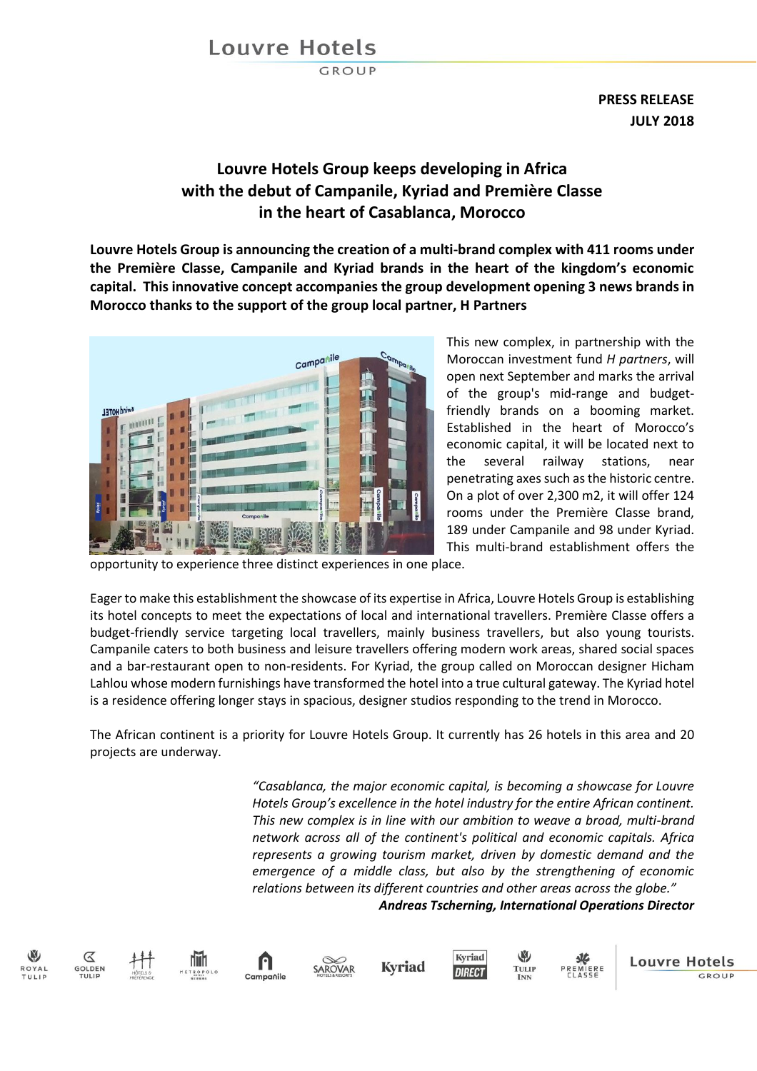**PRESS RELEASE**
**JULY 2018**

# Louvre Hotels Group keeps developing in Africa with the debut of Campanile, Kyriad and Première Classe in the heart of Casablanca, Morocco

**Louvre Hotels Group is announcing the creation of a multi-brand complex with 411 rooms under the Première Classe, Campanile and Kyriad brands in the heart of the kingdom's economic capital. This innovative concept accompanies the group development opening 3 news brands in Morocco thanks to the support of the group local partner, H Partners**

This new complex, in partnership with the Moroccan investment fund *H partners*, will open next September and marks the arrival of the group's mid-range and budget-friendly brands on a booming market. Established in the heart of Morocco's economic capital, it will be located next to the several railway stations, near penetrating axes such as the historic centre. On a plot of over 2,300 m2, it will offer 124 rooms under the Première Classe brand, 189 under Campanile and 98 under Kyriad. This multi-brand establishment offers the opportunity to experience three distinct experiences in one place.

Eager to make this establishment the showcase of its expertise in Africa, Louvre Hotels Group is establishing its hotel concepts to meet the expectations of local and international travellers. Première Classe offers a budget-friendly service targeting local travellers, mainly business travellers, but also young tourists. Campanile caters to both business and leisure travellers offering modern work areas, shared social spaces and a bar-restaurant open to non-residents. For Kyriad, the group called on Moroccan designer Hicham Lahlou whose modern furnishings have transformed the hotel into a true cultural gateway. The Kyriad hotel is a residence offering longer stays in spacious, designer studios responding to the trend in Morocco.

The African continent is a priority for Louvre Hotels Group. It currently has 26 hotels in this area and 20 projects are underway.

> *"Casablanca, the major economic capital, is becoming a showcase for Louvre Hotels Group's excellence in the hotel industry for the entire African continent. This new complex is in line with our ambition to weave a broad, multi-brand network across all of the continent's political and economic capitals. Africa represents a growing tourism market, driven by domestic demand and the emergence of a middle class, but also by the strengthening of economic relations between its different countries and other areas across the globe."*
>
> ***Andreas Tscherning, International Operations Director***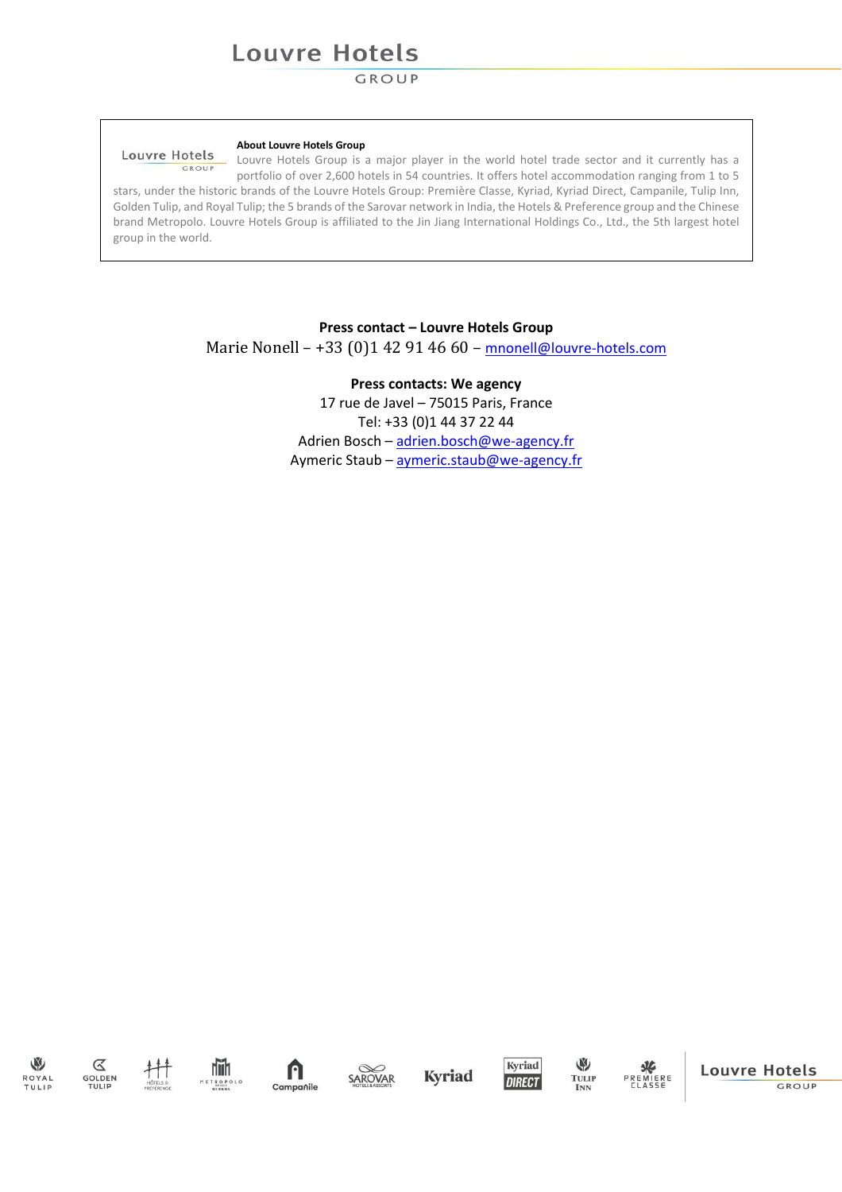**About Louvre Hotels Group**

Louvre Hotels Group is a major player in the world hotel trade sector and it currently has a portfolio of over 2,600 hotels in 54 countries. It offers hotel accommodation ranging from 1 to 5 stars, under the historic brands of the Louvre Hotels Group: Première Classe, Kyriad, Kyriad Direct, Campanile, Tulip Inn, Golden Tulip, and Royal Tulip; the 5 brands of the Sarovar network in India, the Hotels & Preference group and the Chinese brand Metropolo. Louvre Hotels Group is affiliated to the Jin Jiang International Holdings Co., Ltd., the 5th largest hotel group in the world.

**Press contact – Louvre Hotels Group**

Marie Nonell – +33 (0)1 42 91 46 60 – mnonell@louvre-hotels.com

**Press contacts: We agency**

17 rue de Javel – 75015 Paris, France

Tel: +33 (0)1 44 37 22 44

Adrien Bosch – adrien.bosch@we-agency.fr

Aymeric Staub – aymeric.staub@we-agency.fr